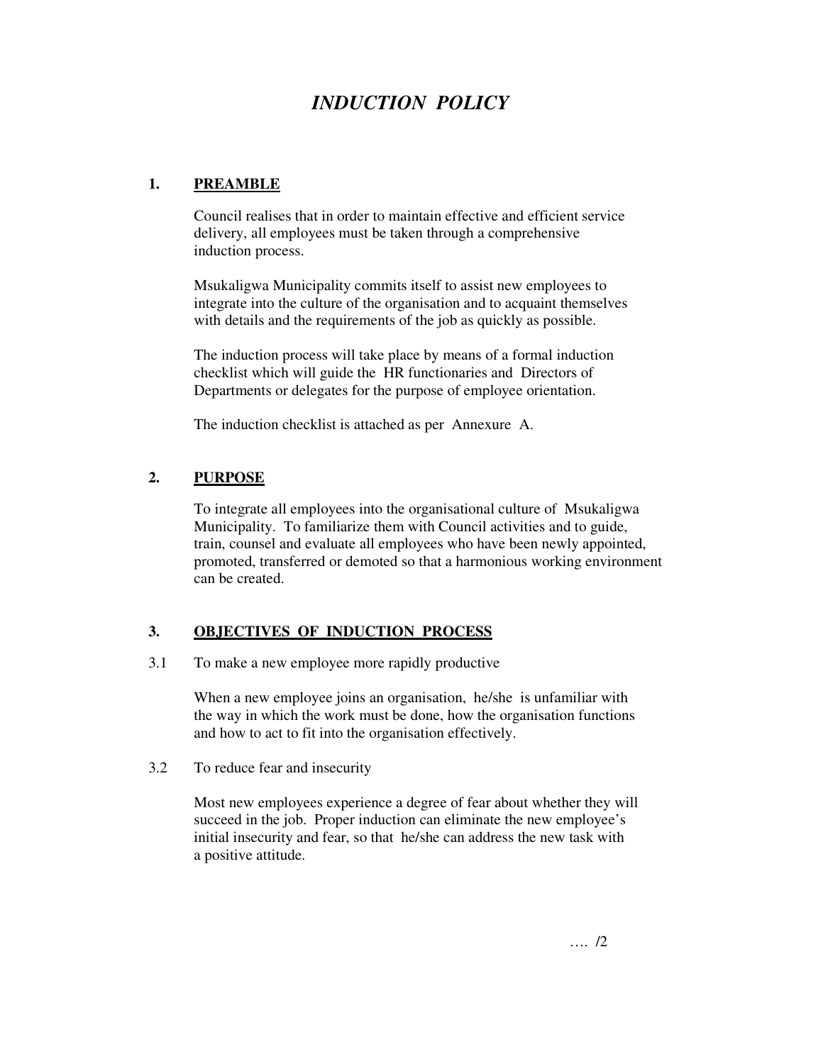# *INDUCTION POLICY*

## 1. PREAMBLE

Council realises that in order to maintain effective and efficient service delivery, all employees must be taken through a comprehensive induction process.

Msukaligwa Municipality commits itself to assist new employees to integrate into the culture of the organisation and to acquaint themselves with details and the requirements of the job as quickly as possible.

The induction process will take place by means of a formal induction checklist which will guide the HR functionaries and Directors of Departments or delegates for the purpose of employee orientation.

The induction checklist is attached as per Annexure A.

## 2. PURPOSE

To integrate all employees into the organisational culture of Msukaligwa Municipality. To familiarize them with Council activities and to guide, train, counsel and evaluate all employees who have been newly appointed, promoted, transferred or demoted so that a harmonious working environment can be created.

## 3. OBJECTIVES OF INDUCTION PROCESS

3.1 To make a new employee more rapidly productive

When a new employee joins an organisation, he/she is unfamiliar with the way in which the work must be done, how the organisation functions and how to act to fit into the organisation effectively.

3.2 To reduce fear and insecurity

Most new employees experience a degree of fear about whether they will succeed in the job. Proper induction can eliminate the new employee's initial insecurity and fear, so that he/she can address the new task with a positive attitude.

…. /2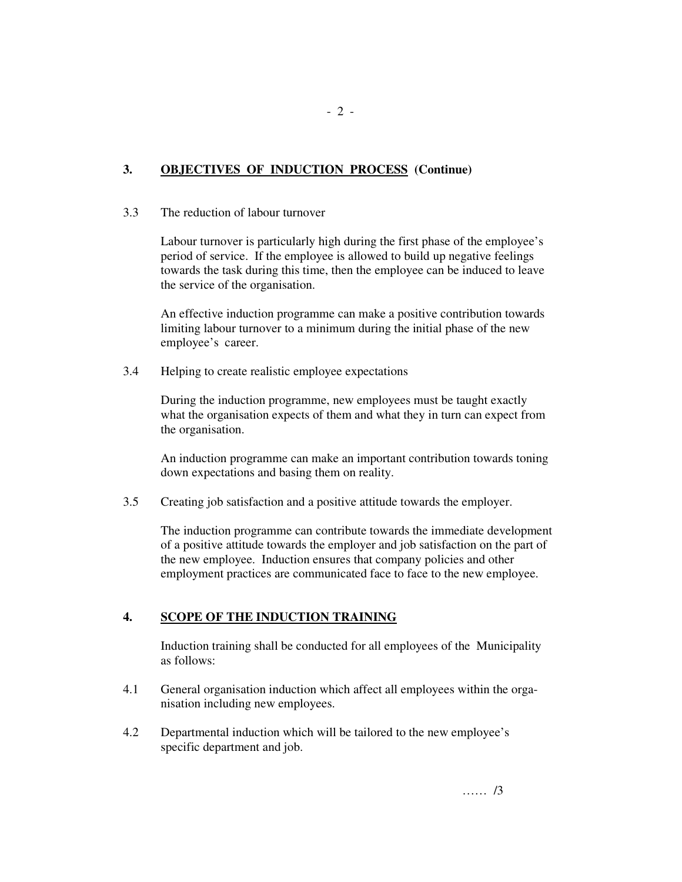## 3. OBJECTIVES OF INDUCTION PROCESS (Continue)

3.3 The reduction of labour turnover

Labour turnover is particularly high during the first phase of the employee's period of service. If the employee is allowed to build up negative feelings towards the task during this time, then the employee can be induced to leave the service of the organisation.

An effective induction programme can make a positive contribution towards limiting labour turnover to a minimum during the initial phase of the new employee's career.

3.4 Helping to create realistic employee expectations

During the induction programme, new employees must be taught exactly what the organisation expects of them and what they in turn can expect from the organisation.

An induction programme can make an important contribution towards toning down expectations and basing them on reality.

3.5 Creating job satisfaction and a positive attitude towards the employer.

The induction programme can contribute towards the immediate development of a positive attitude towards the employer and job satisfaction on the part of the new employee. Induction ensures that company policies and other employment practices are communicated face to face to the new employee.

## 4. SCOPE OF THE INDUCTION TRAINING

Induction training shall be conducted for all employees of the Municipality as follows:

4.1 General organisation induction which affect all employees within the organisation including new employees.

4.2 Departmental induction which will be tailored to the new employee's specific department and job.

…… /3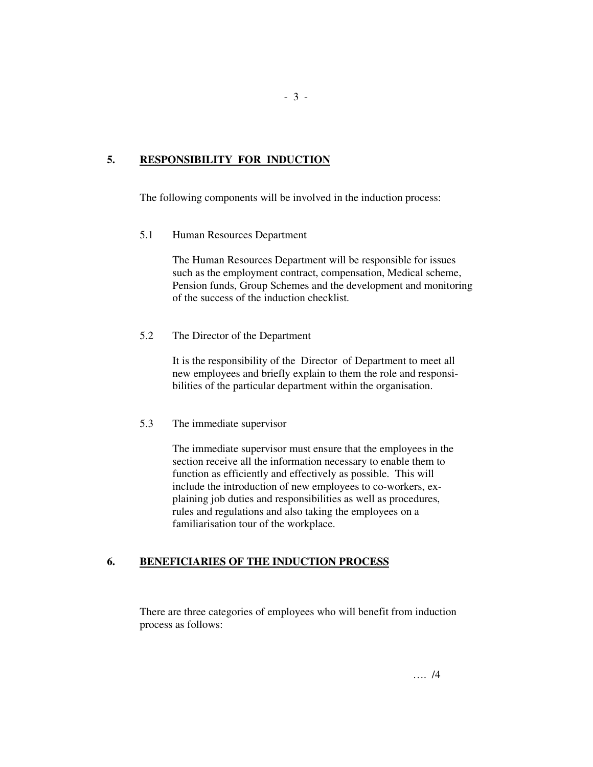## 5. RESPONSIBILITY FOR INDUCTION

The following components will be involved in the induction process:

### 5.1 Human Resources Department

The Human Resources Department will be responsible for issues such as the employment contract, compensation, Medical scheme, Pension funds, Group Schemes and the development and monitoring of the success of the induction checklist.

### 5.2 The Director of the Department

It is the responsibility of the Director of Department to meet all new employees and briefly explain to them the role and responsibilities of the particular department within the organisation.

### 5.3 The immediate supervisor

The immediate supervisor must ensure that the employees in the section receive all the information necessary to enable them to function as efficiently and effectively as possible. This will include the introduction of new employees to co-workers, explaining job duties and responsibilities as well as procedures, rules and regulations and also taking the employees on a familiarisation tour of the workplace.

## 6. BENEFICIARIES OF THE INDUCTION PROCESS

There are three categories of employees who will benefit from induction process as follows: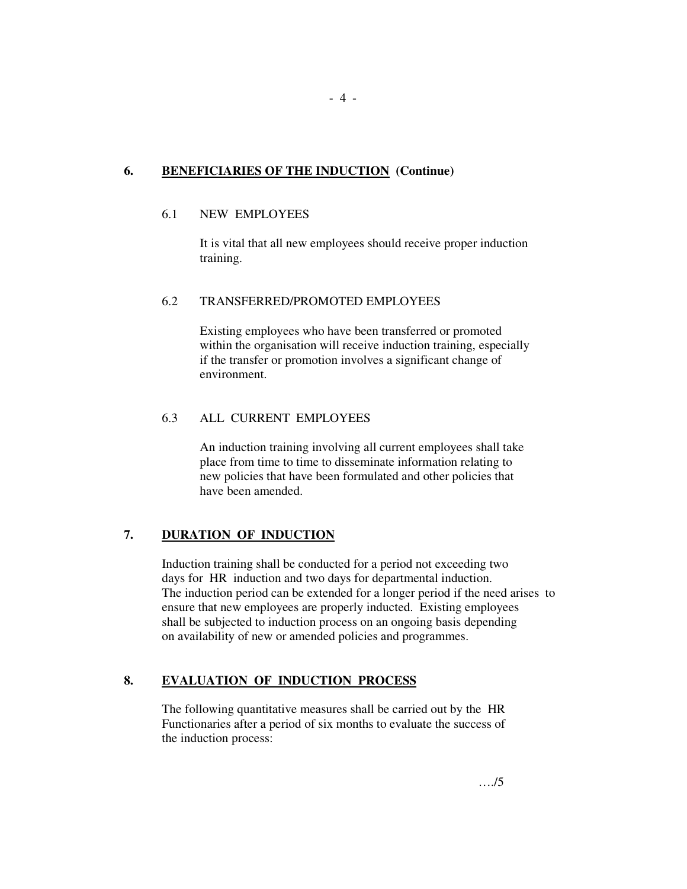## 6. BENEFICIARIES OF THE INDUCTION (Continue)

### 6.1 NEW EMPLOYEES

It is vital that all new employees should receive proper induction training.

### 6.2 TRANSFERRED/PROMOTED EMPLOYEES

Existing employees who have been transferred or promoted within the organisation will receive induction training, especially if the transfer or promotion involves a significant change of environment.

### 6.3 ALL CURRENT EMPLOYEES

An induction training involving all current employees shall take place from time to time to disseminate information relating to new policies that have been formulated and other policies that have been amended.

## 7. DURATION OF INDUCTION

Induction training shall be conducted for a period not exceeding two days for HR induction and two days for departmental induction. The induction period can be extended for a longer period if the need arises to ensure that new employees are properly inducted. Existing employees shall be subjected to induction process on an ongoing basis depending on availability of new or amended policies and programmes.

## 8. EVALUATION OF INDUCTION PROCESS

The following quantitative measures shall be carried out by the HR Functionaries after a period of six months to evaluate the success of the induction process:

…./5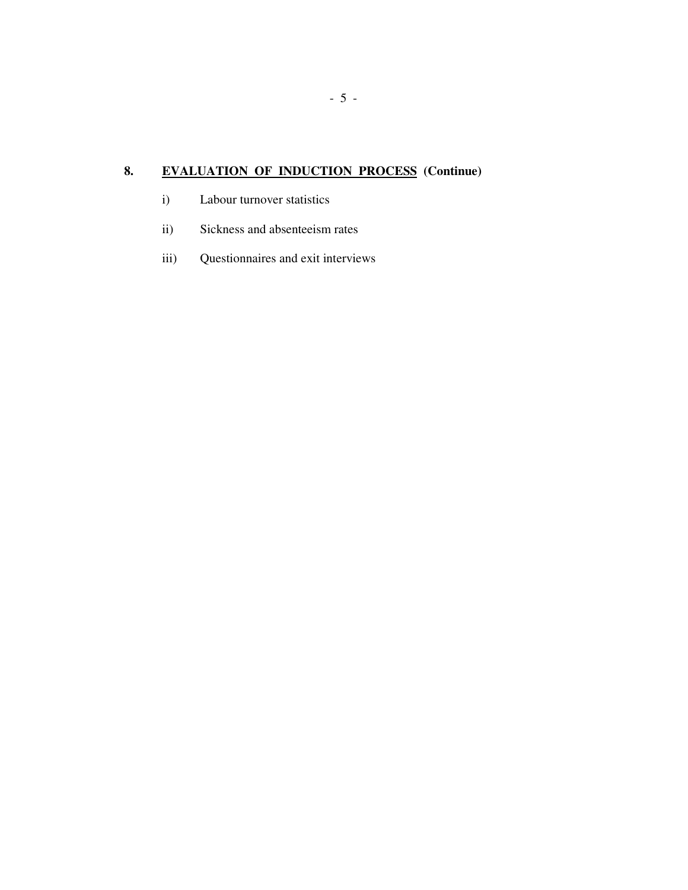## 8. <u>EVALUATION OF INDUCTION PROCESS</u> (Continue)

i) Labour turnover statistics

ii) Sickness and absenteeism rates

iii) Questionnaires and exit interviews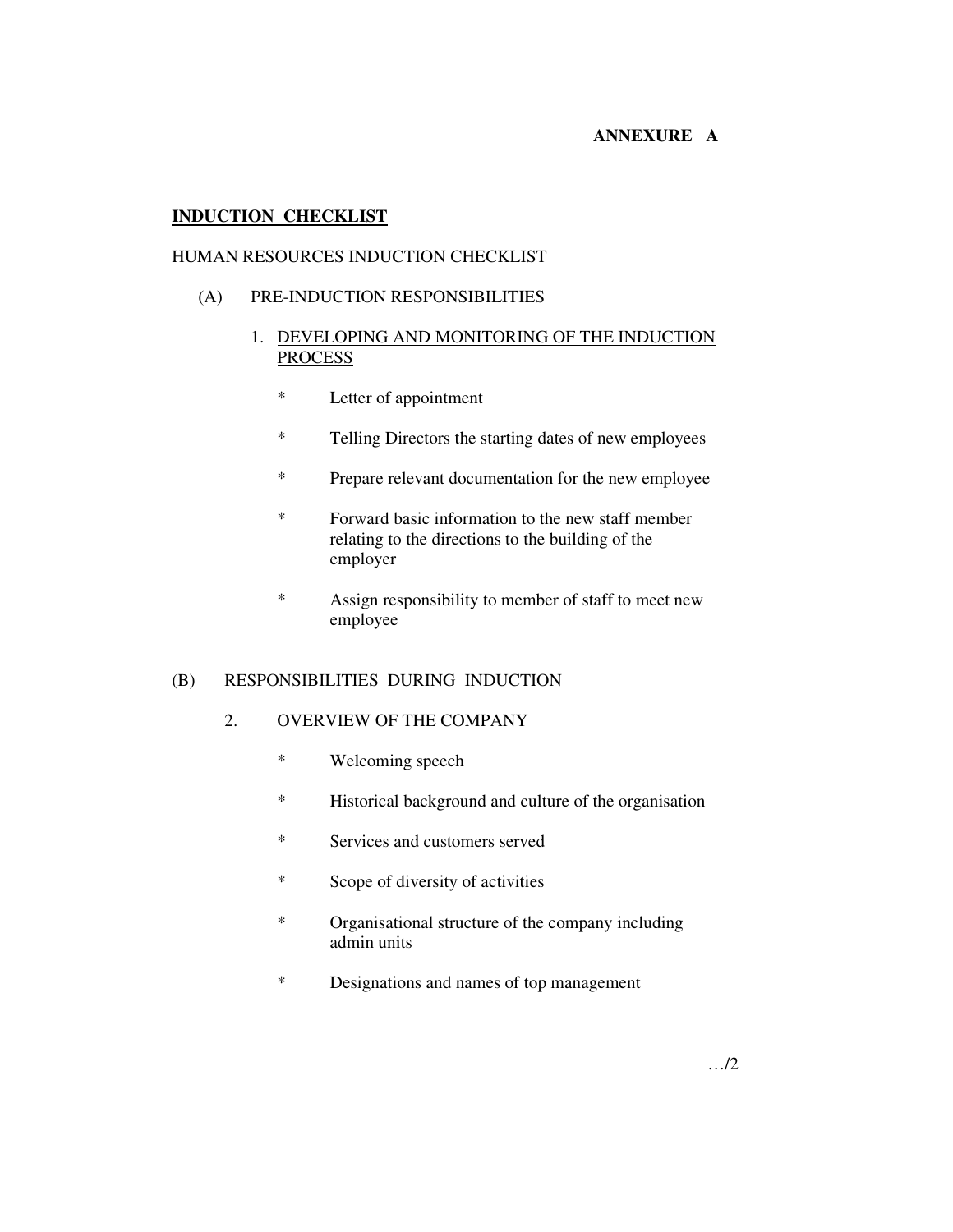**ANNEXURE A**

**INDUCTION CHECKLIST**

HUMAN RESOURCES INDUCTION CHECKLIST

(A) PRE-INDUCTION RESPONSIBILITIES

1. DEVELOPING AND MONITORING OF THE INDUCTION PROCESS

   * Letter of appointment
   * Telling Directors the starting dates of new employees
   * Prepare relevant documentation for the new employee
   * Forward basic information to the new staff member relating to the directions to the building of the employer
   * Assign responsibility to member of staff to meet new employee

(B) RESPONSIBILITIES DURING INDUCTION

2. OVERVIEW OF THE COMPANY

   * Welcoming speech
   * Historical background and culture of the organisation
   * Services and customers served
   * Scope of diversity of activities
   * Organisational structure of the company including admin units
   * Designations and names of top management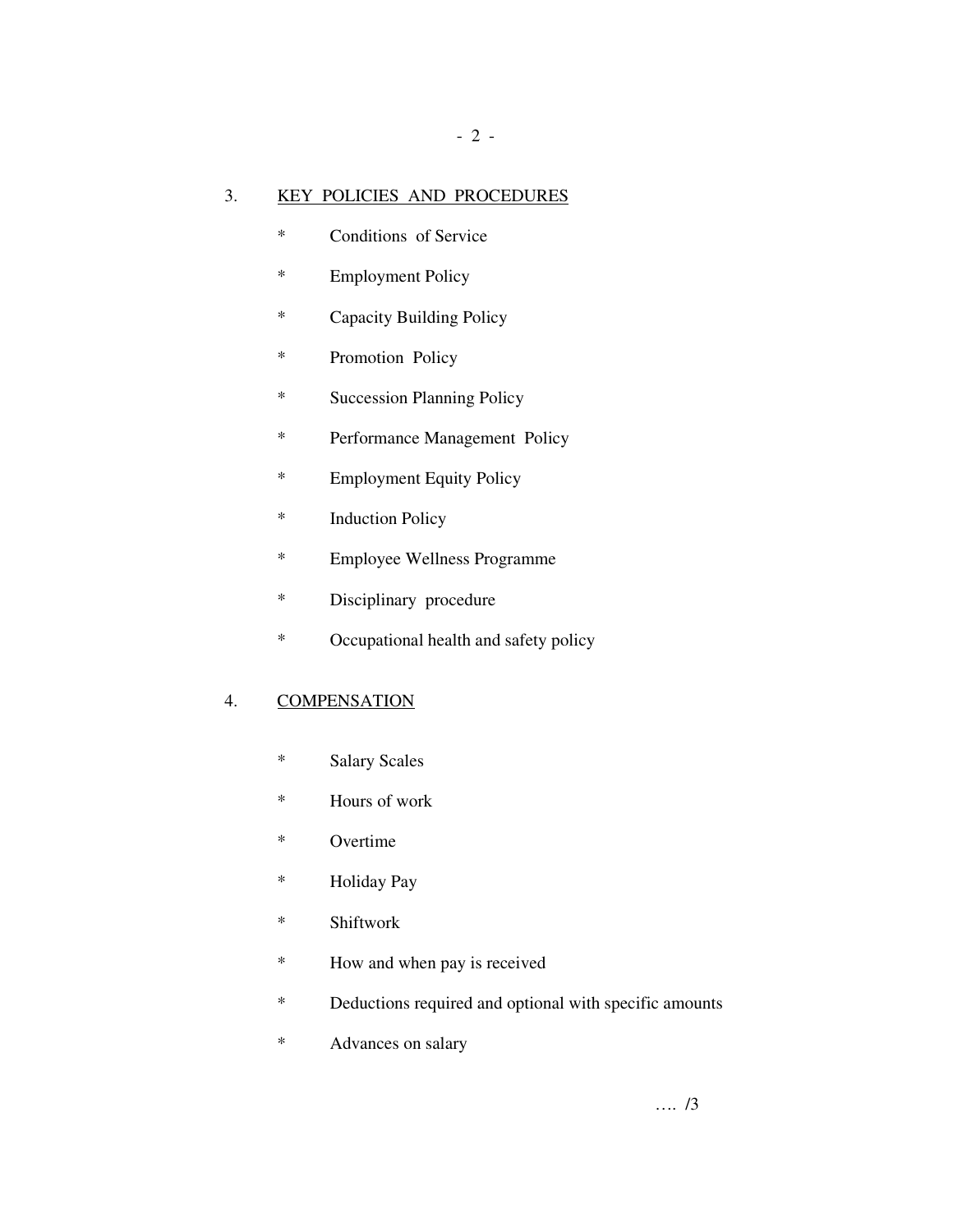## 3. KEY POLICIES AND PROCEDURES

* Conditions of Service
* Employment Policy
* Capacity Building Policy
* Promotion Policy
* Succession Planning Policy
* Performance Management Policy
* Employment Equity Policy
* Induction Policy
* Employee Wellness Programme
* Disciplinary procedure
* Occupational health and safety policy

## 4. COMPENSATION

* Salary Scales
* Hours of work
* Overtime
* Holiday Pay
* Shiftwork
* How and when pay is received
* Deductions required and optional with specific amounts
* Advances on salary

…. /3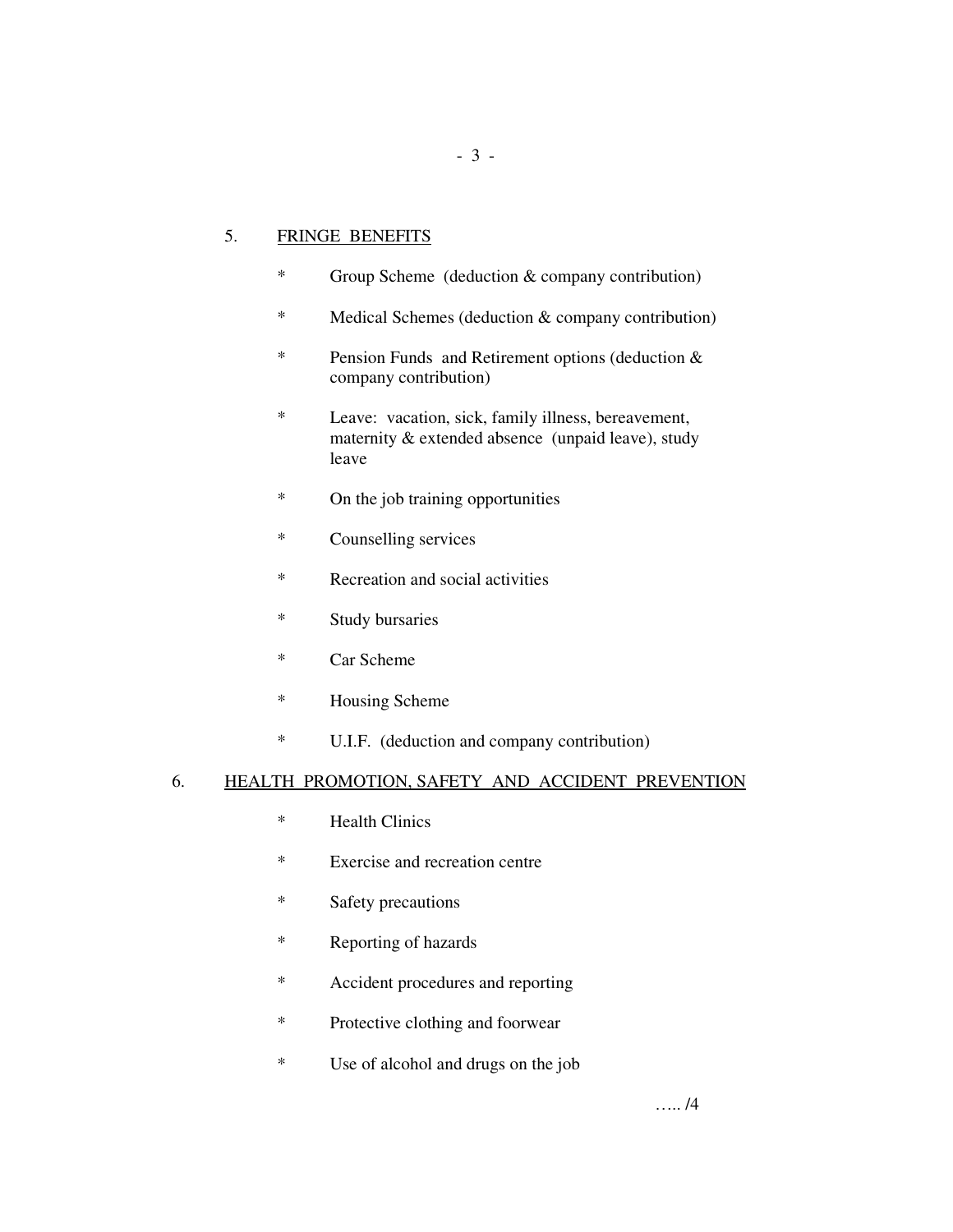5. FRINGE BENEFITS

* Group Scheme (deduction & company contribution)
* Medical Schemes (deduction & company contribution)
* Pension Funds and Retirement options (deduction & company contribution)
* Leave: vacation, sick, family illness, bereavement, maternity & extended absence (unpaid leave), study leave
* On the job training opportunities
* Counselling services
* Recreation and social activities
* Study bursaries
* Car Scheme
* Housing Scheme
* U.I.F. (deduction and company contribution)

6. HEALTH PROMOTION, SAFETY AND ACCIDENT PREVENTION

* Health Clinics
* Exercise and recreation centre
* Safety precautions
* Reporting of hazards
* Accident procedures and reporting
* Protective clothing and foorwear
* Use of alcohol and drugs on the job

….. /4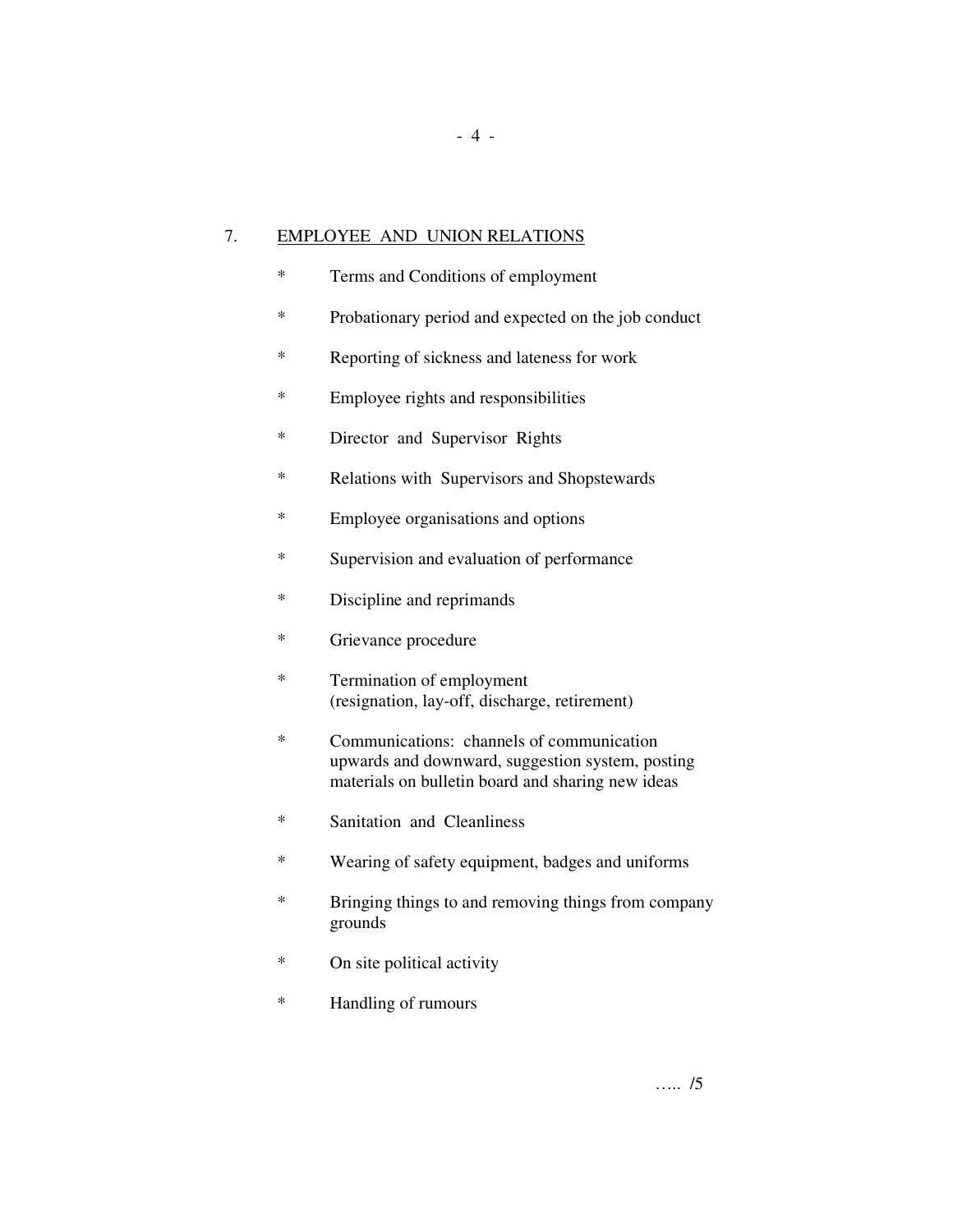## 7. EMPLOYEE AND UNION RELATIONS

- Terms and Conditions of employment
- Probationary period and expected on the job conduct
- Reporting of sickness and lateness for work
- Employee rights and responsibilities
- Director and Supervisor Rights
- Relations with Supervisors and Shopstewards
- Employee organisations and options
- Supervision and evaluation of performance
- Discipline and reprimands
- Grievance procedure
- Termination of employment
  (resignation, lay-off, discharge, retirement)
- Communications: channels of communication upwards and downward, suggestion system, posting materials on bulletin board and sharing new ideas
- Sanitation and Cleanliness
- Wearing of safety equipment, badges and uniforms
- Bringing things to and removing things from company grounds
- On site political activity
- Handling of rumours

….. /5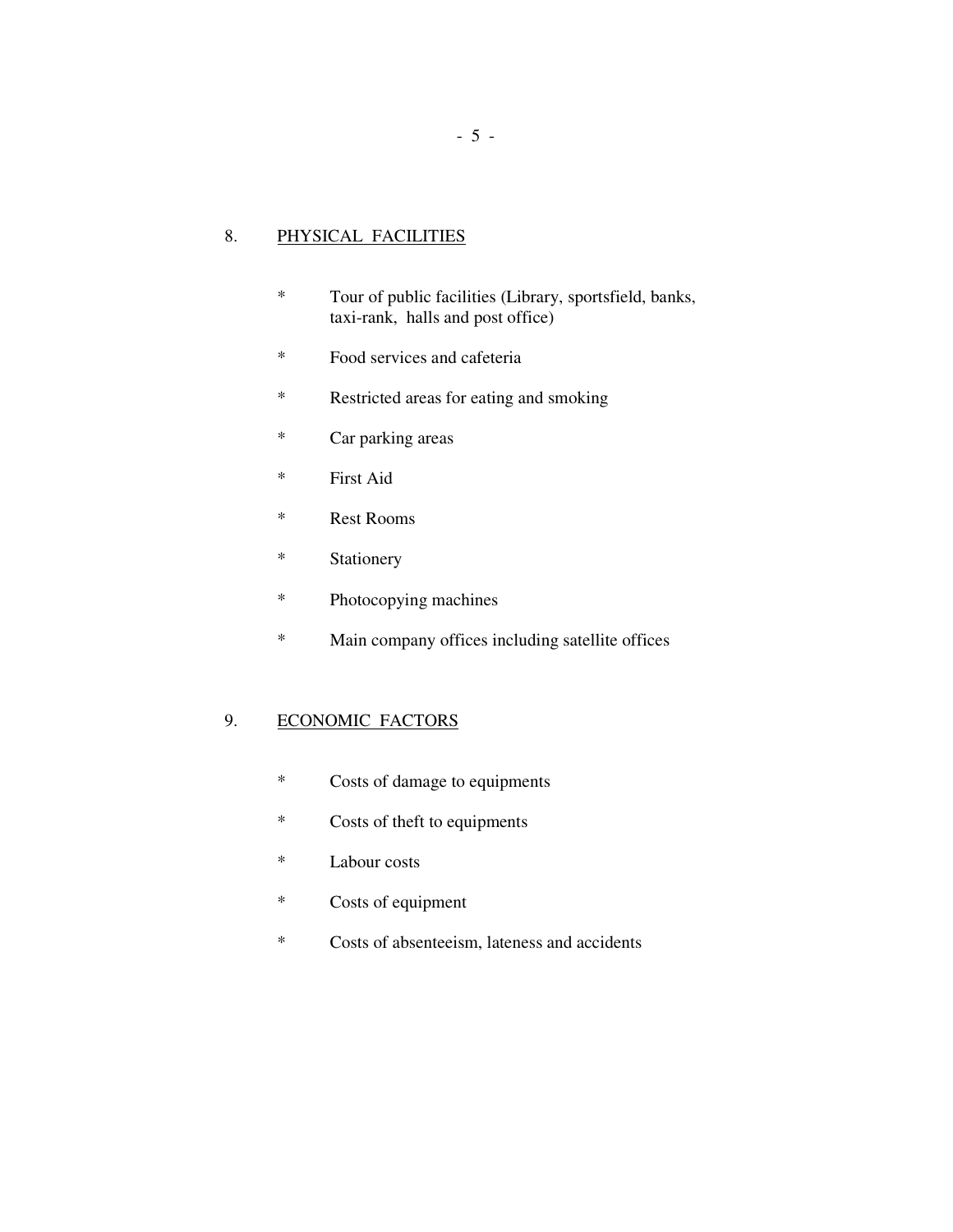## 8. PHYSICAL FACILITIES

* Tour of public facilities (Library, sportsfield, banks, taxi-rank, halls and post office)
* Food services and cafeteria
* Restricted areas for eating and smoking
* Car parking areas
* First Aid
* Rest Rooms
* Stationery
* Photocopying machines
* Main company offices including satellite offices

## 9. ECONOMIC FACTORS

* Costs of damage to equipments
* Costs of theft to equipments
* Labour costs
* Costs of equipment
* Costs of absenteeism, lateness and accidents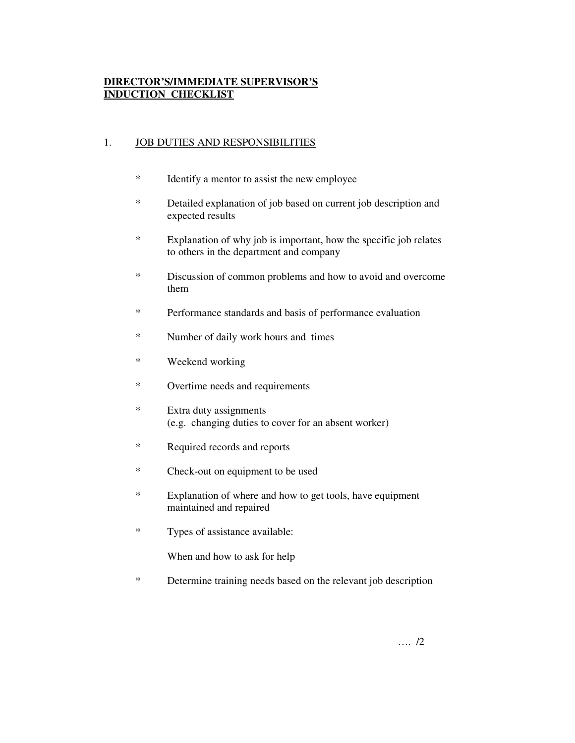**DIRECTOR'S/IMMEDIATE SUPERVISOR'S INDUCTION CHECKLIST**

## 1. JOB DUTIES AND RESPONSIBILITIES

* Identify a mentor to assist the new employee
* Detailed explanation of job based on current job description and expected results
* Explanation of why job is important, how the specific job relates to others in the department and company
* Discussion of common problems and how to avoid and overcome them
* Performance standards and basis of performance evaluation
* Number of daily work hours and times
* Weekend working
* Overtime needs and requirements
* Extra duty assignments (e.g. changing duties to cover for an absent worker)
* Required records and reports
* Check-out on equipment to be used
* Explanation of where and how to get tools, have equipment maintained and repaired
* Types of assistance available:

  When and how to ask for help
* Determine training needs based on the relevant job description

…. /2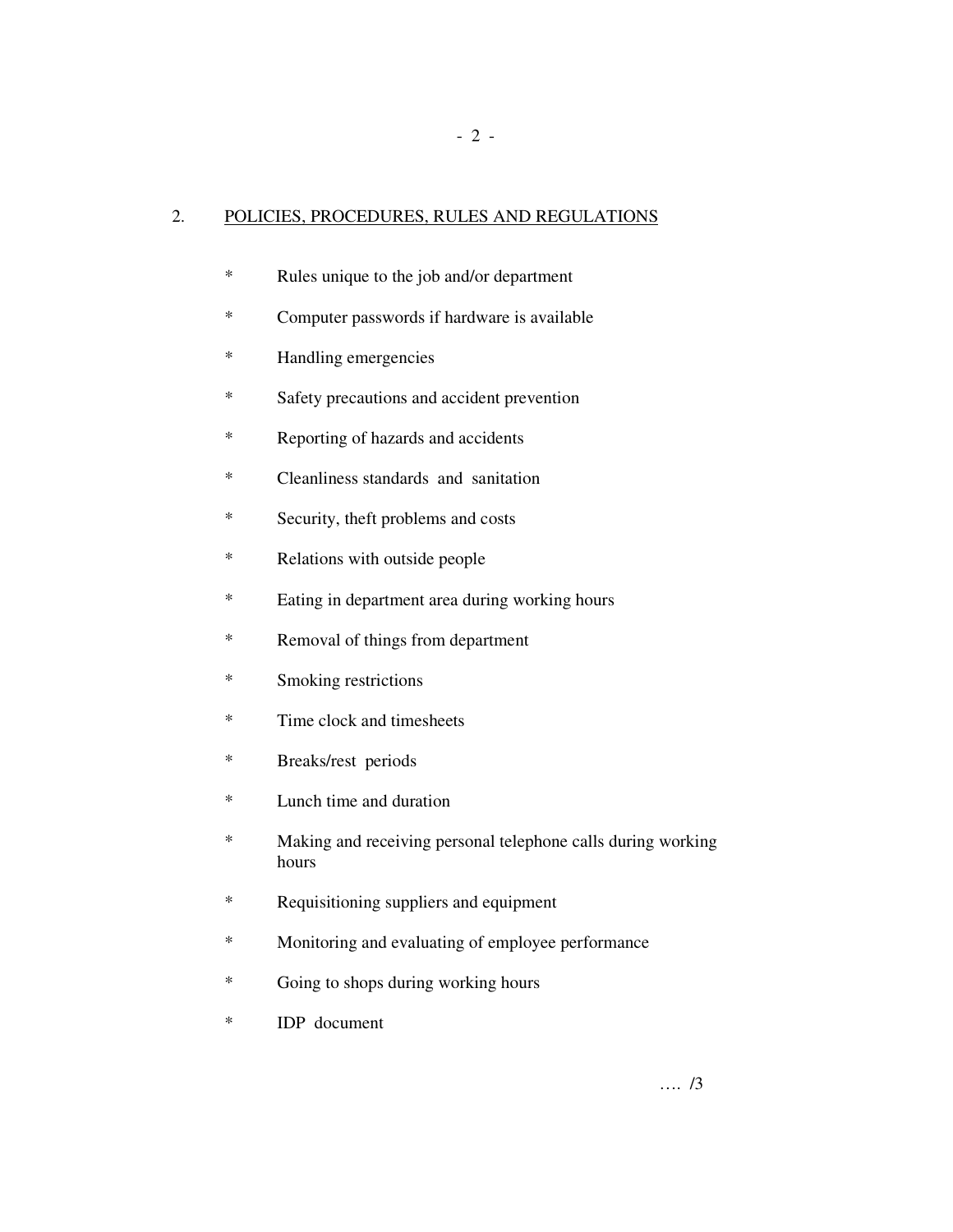## 2. POLICIES, PROCEDURES, RULES AND REGULATIONS

* Rules unique to the job and/or department
* Computer passwords if hardware is available
* Handling emergencies
* Safety precautions and accident prevention
* Reporting of hazards and accidents
* Cleanliness standards and sanitation
* Security, theft problems and costs
* Relations with outside people
* Eating in department area during working hours
* Removal of things from department
* Smoking restrictions
* Time clock and timesheets
* Breaks/rest periods
* Lunch time and duration
* Making and receiving personal telephone calls during working hours
* Requisitioning suppliers and equipment
* Monitoring and evaluating of employee performance
* Going to shops during working hours
* IDP document

…. /3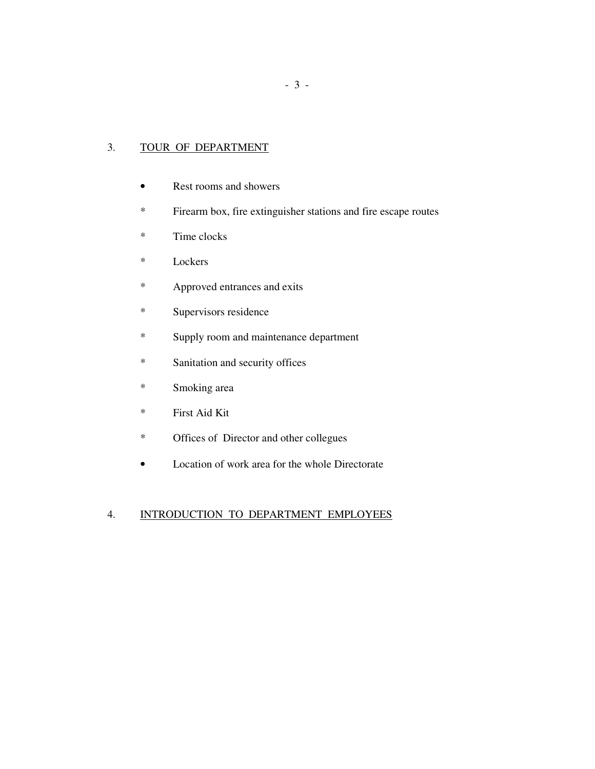3. TOUR OF DEPARTMENT

- Rest rooms and showers
- Firearm box, fire extinguisher stations and fire escape routes
- Time clocks
- Lockers
- Approved entrances and exits
- Supervisors residence
- Supply room and maintenance department
- Sanitation and security offices
- Smoking area
- First Aid Kit
- Offices of Director and other collegues
- Location of work area for the whole Directorate

4. INTRODUCTION TO DEPARTMENT EMPLOYEES